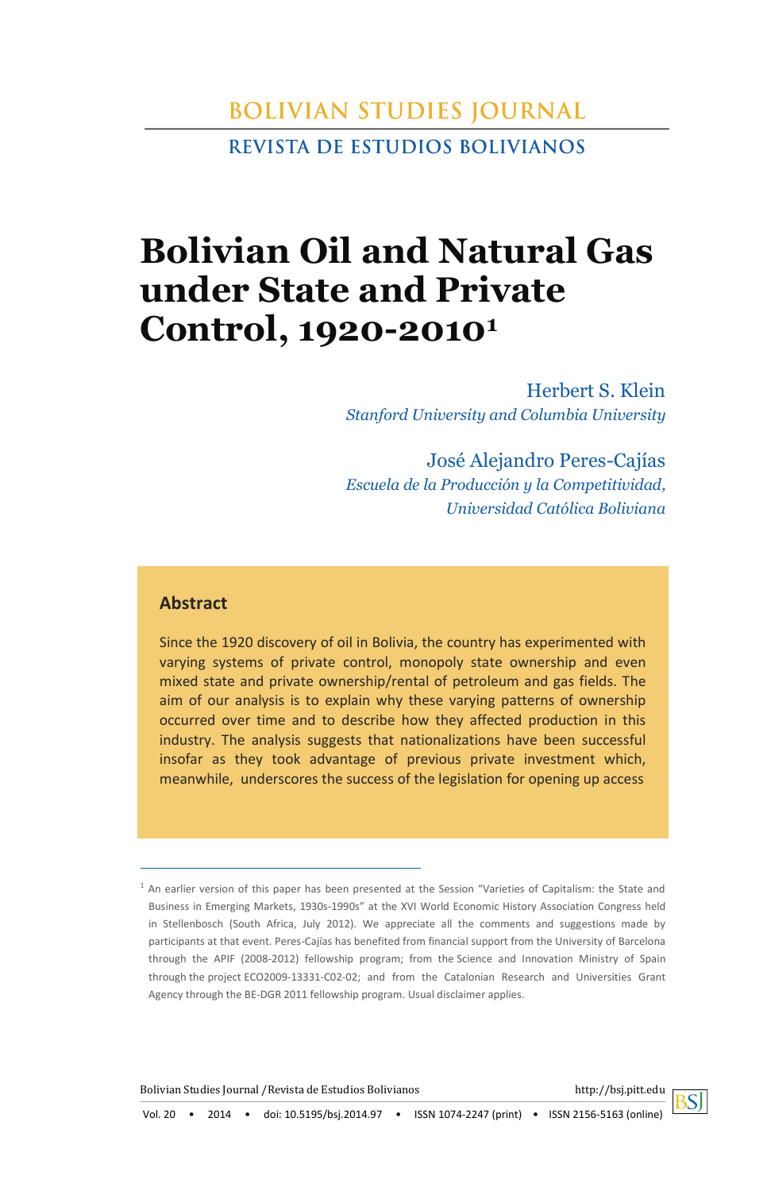# Bolivian Oil and Natural Gas under State and Private Control, 1920-2010[1]

Herbert S. Klein
*Stanford University and Columbia University*

José Alejandro Peres-Cajías
*Escuela de la Producción y la Competitividad, Universidad Católica Boliviana*

## Abstract

Since the 1920 discovery of oil in Bolivia, the country has experimented with varying systems of private control, monopoly state ownership and even mixed state and private ownership/rental of petroleum and gas fields. The aim of our analysis is to explain why these varying patterns of ownership occurred over time and to describe how they affected production in this industry. The analysis suggests that nationalizations have been successful insofar as they took advantage of previous private investment which, meanwhile, underscores the success of the legislation for opening up access

---

[1] An earlier version of this paper has been presented at the Session "Varieties of Capitalism: the State and Business in Emerging Markets, 1930s-1990s" at the XVI World Economic History Association Congress held in Stellenbosch (South Africa, July 2012). We appreciate all the comments and suggestions made by participants at that event. Peres-Cajías has benefited from financial support from the University of Barcelona through the APIF (2008-2012) fellowship program; from the Science and Innovation Ministry of Spain through the project ECO2009-13331-C02-02; and from the Catalonian Research and Universities Grant Agency through the BE-DGR 2011 fellowship program. Usual disclaimer applies.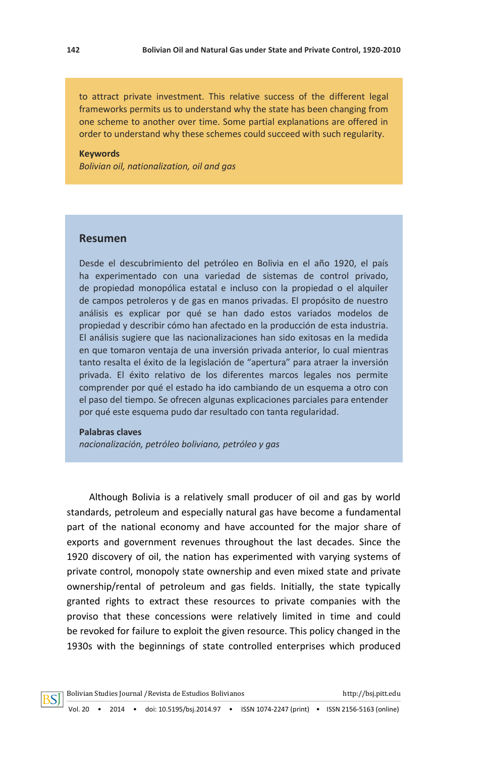to attract private investment. This relative success of the different legal frameworks permits us to understand why the state has been changing from one scheme to another over time. Some partial explanations are offered in order to understand why these schemes could succeed with such regularity.

**Keywords**

*Bolivian oil, nationalization, oil and gas*

## Resumen

Desde el descubrimiento del petróleo en Bolivia en el año 1920, el país ha experimentado con una variedad de sistemas de control privado, de propiedad monopólica estatal e incluso con la propiedad o el alquiler de campos petroleros y de gas en manos privadas. El propósito de nuestro análisis es explicar por qué se han dado estos variados modelos de propiedad y describir cómo han afectado en la producción de esta industria. El análisis sugiere que las nacionalizaciones han sido exitosas en la medida en que tomaron ventaja de una inversión privada anterior, lo cual mientras tanto resalta el éxito de la legislación de "apertura" para atraer la inversión privada. El éxito relativo de los diferentes marcos legales nos permite comprender por qué el estado ha ido cambiando de un esquema a otro con el paso del tiempo. Se ofrecen algunas explicaciones parciales para entender por qué este esquema pudo dar resultado con tanta regularidad.

**Palabras claves**

*nacionalización, petróleo boliviano, petróleo y gas*

Although Bolivia is a relatively small producer of oil and gas by world standards, petroleum and especially natural gas have become a fundamental part of the national economy and have accounted for the major share of exports and government revenues throughout the last decades. Since the 1920 discovery of oil, the nation has experimented with varying systems of private control, monopoly state ownership and even mixed state and private ownership/rental of petroleum and gas fields. Initially, the state typically granted rights to extract these resources to private companies with the proviso that these concessions were relatively limited in time and could be revoked for failure to exploit the given resource. This policy changed in the 1930s with the beginnings of state controlled enterprises which produced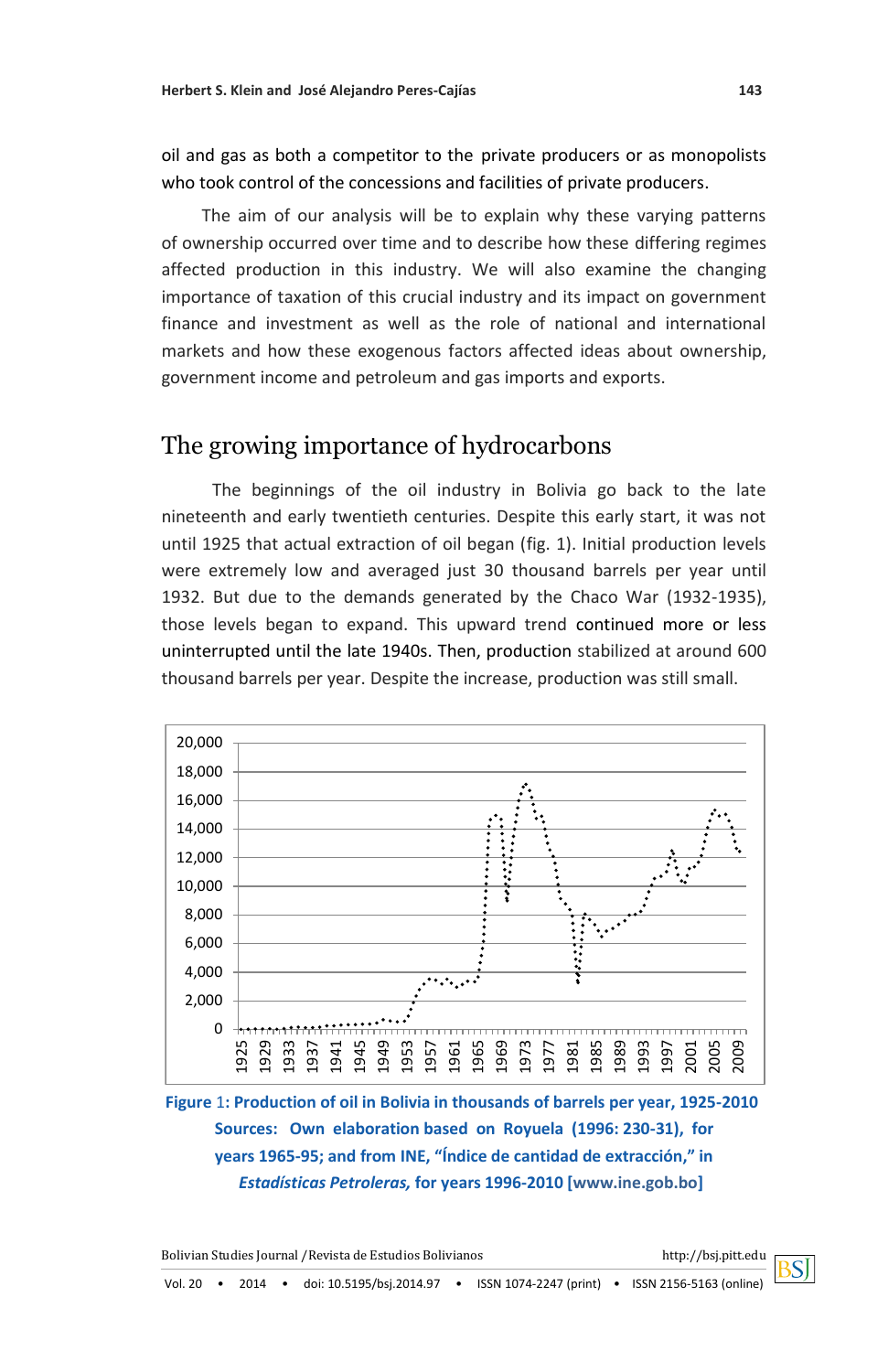oil and gas as both a competitor to the private producers or as monopolists who took control of the concessions and facilities of private producers.

The aim of our analysis will be to explain why these varying patterns of ownership occurred over time and to describe how these differing regimes affected production in this industry. We will also examine the changing importance of taxation of this crucial industry and its impact on government finance and investment as well as the role of national and international markets and how these exogenous factors affected ideas about ownership, government income and petroleum and gas imports and exports.

## The growing importance of hydrocarbons

The beginnings of the oil industry in Bolivia go back to the late nineteenth and early twentieth centuries. Despite this early start, it was not until 1925 that actual extraction of oil began (fig. 1). Initial production levels were extremely low and averaged just 30 thousand barrels per year until 1932. But due to the demands generated by the Chaco War (1932-1935), those levels began to expand. This upward trend continued more or less uninterrupted until the late 1940s. Then, production stabilized at around 600 thousand barrels per year. Despite the increase, production was still small.

**Figure 1: Production of oil in Bolivia in thousands of barrels per year, 1925-2010**
**Sources: Own elaboration based on Royuela (1996: 230-31), for years 1965-95; and from INE, "Índice de cantidad de extracción," in *Estadísticas Petroleras,* for years 1996-2010 [www.ine.gob.bo]**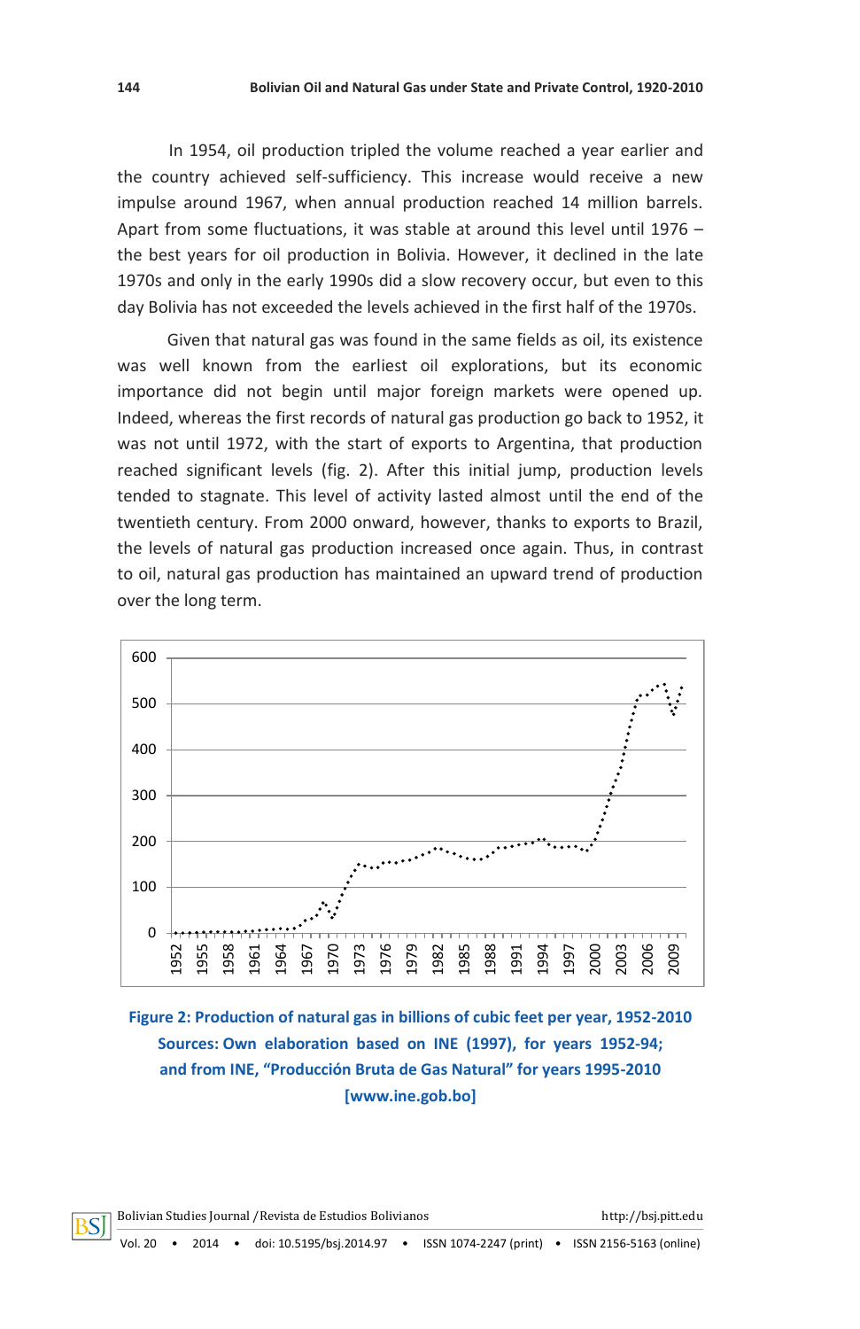In 1954, oil production tripled the volume reached a year earlier and the country achieved self-sufficiency. This increase would receive a new impulse around 1967, when annual production reached 14 million barrels. Apart from some fluctuations, it was stable at around this level until 1976 – the best years for oil production in Bolivia. However, it declined in the late 1970s and only in the early 1990s did a slow recovery occur, but even to this day Bolivia has not exceeded the levels achieved in the first half of the 1970s.

Given that natural gas was found in the same fields as oil, its existence was well known from the earliest oil explorations, but its economic importance did not begin until major foreign markets were opened up. Indeed, whereas the first records of natural gas production go back to 1952, it was not until 1972, with the start of exports to Argentina, that production reached significant levels (fig. 2). After this initial jump, production levels tended to stagnate. This level of activity lasted almost until the end of the twentieth century. From 2000 onward, however, thanks to exports to Brazil, the levels of natural gas production increased once again. Thus, in contrast to oil, natural gas production has maintained an upward trend of production over the long term.

**Figure 2: Production of natural gas in billions of cubic feet per year, 1952-2010**
**Sources: Own elaboration based on INE (1997), for years 1952-94; and from INE, "Producción Bruta de Gas Natural" for years 1995-2010 [www.ine.gob.bo]**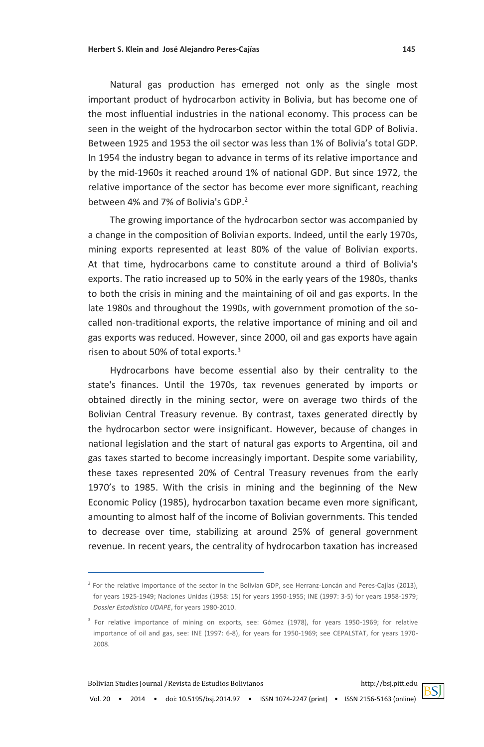Natural gas production has emerged not only as the single most important product of hydrocarbon activity in Bolivia, but has become one of the most influential industries in the national economy. This process can be seen in the weight of the hydrocarbon sector within the total GDP of Bolivia. Between 1925 and 1953 the oil sector was less than 1% of Bolivia's total GDP. In 1954 the industry began to advance in terms of its relative importance and by the mid-1960s it reached around 1% of national GDP. But since 1972, the relative importance of the sector has become ever more significant, reaching between 4% and 7% of Bolivia's GDP.[2]

The growing importance of the hydrocarbon sector was accompanied by a change in the composition of Bolivian exports. Indeed, until the early 1970s, mining exports represented at least 80% of the value of Bolivian exports. At that time, hydrocarbons came to constitute around a third of Bolivia's exports. The ratio increased up to 50% in the early years of the 1980s, thanks to both the crisis in mining and the maintaining of oil and gas exports. In the late 1980s and throughout the 1990s, with government promotion of the so-called non-traditional exports, the relative importance of mining and oil and gas exports was reduced. However, since 2000, oil and gas exports have again risen to about 50% of total exports.[3]

Hydrocarbons have become essential also by their centrality to the state's finances. Until the 1970s, tax revenues generated by imports or obtained directly in the mining sector, were on average two thirds of the Bolivian Central Treasury revenue. By contrast, taxes generated directly by the hydrocarbon sector were insignificant. However, because of changes in national legislation and the start of natural gas exports to Argentina, oil and gas taxes started to become increasingly important. Despite some variability, these taxes represented 20% of Central Treasury revenues from the early 1970's to 1985. With the crisis in mining and the beginning of the New Economic Policy (1985), hydrocarbon taxation became even more significant, amounting to almost half of the income of Bolivian governments. This tended to decrease over time, stabilizing at around 25% of general government revenue. In recent years, the centrality of hydrocarbon taxation has increased

---

[2] For the relative importance of the sector in the Bolivian GDP, see Herranz-Loncán and Peres-Cajías (2013), for years 1925-1949; Naciones Unidas (1958: 15) for years 1950-1955; INE (1997: 3-5) for years 1958-1979; *Dossier Estadístico UDAPE*, for years 1980-2010.

[3] For relative importance of mining on exports, see: Gómez (1978), for years 1950-1969; for relative importance of oil and gas, see: INE (1997: 6-8), for years for 1950-1969; see CEPALSTAT, for years 1970-2008.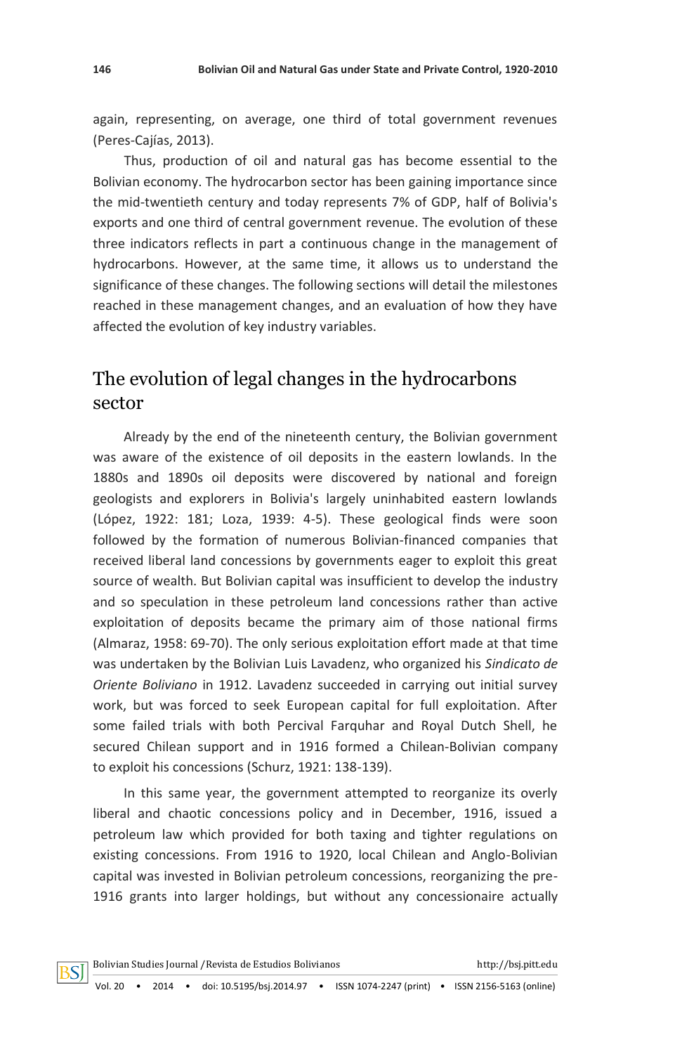again, representing, on average, one third of total government revenues (Peres-Cajías, 2013).

Thus, production of oil and natural gas has become essential to the Bolivian economy. The hydrocarbon sector has been gaining importance since the mid-twentieth century and today represents 7% of GDP, half of Bolivia's exports and one third of central government revenue. The evolution of these three indicators reflects in part a continuous change in the management of hydrocarbons. However, at the same time, it allows us to understand the significance of these changes. The following sections will detail the milestones reached in these management changes, and an evaluation of how they have affected the evolution of key industry variables.

## The evolution of legal changes in the hydrocarbons sector

Already by the end of the nineteenth century, the Bolivian government was aware of the existence of oil deposits in the eastern lowlands. In the 1880s and 1890s oil deposits were discovered by national and foreign geologists and explorers in Bolivia's largely uninhabited eastern lowlands (López, 1922: 181; Loza, 1939: 4-5). These geological finds were soon followed by the formation of numerous Bolivian-financed companies that received liberal land concessions by governments eager to exploit this great source of wealth. But Bolivian capital was insufficient to develop the industry and so speculation in these petroleum land concessions rather than active exploitation of deposits became the primary aim of those national firms (Almaraz, 1958: 69-70). The only serious exploitation effort made at that time was undertaken by the Bolivian Luis Lavadenz, who organized his *Sindicato de Oriente Boliviano* in 1912. Lavadenz succeeded in carrying out initial survey work, but was forced to seek European capital for full exploitation. After some failed trials with both Percival Farquhar and Royal Dutch Shell, he secured Chilean support and in 1916 formed a Chilean-Bolivian company to exploit his concessions (Schurz, 1921: 138-139).

In this same year, the government attempted to reorganize its overly liberal and chaotic concessions policy and in December, 1916, issued a petroleum law which provided for both taxing and tighter regulations on existing concessions. From 1916 to 1920, local Chilean and Anglo-Bolivian capital was invested in Bolivian petroleum concessions, reorganizing the pre-1916 grants into larger holdings, but without any concessionaire actually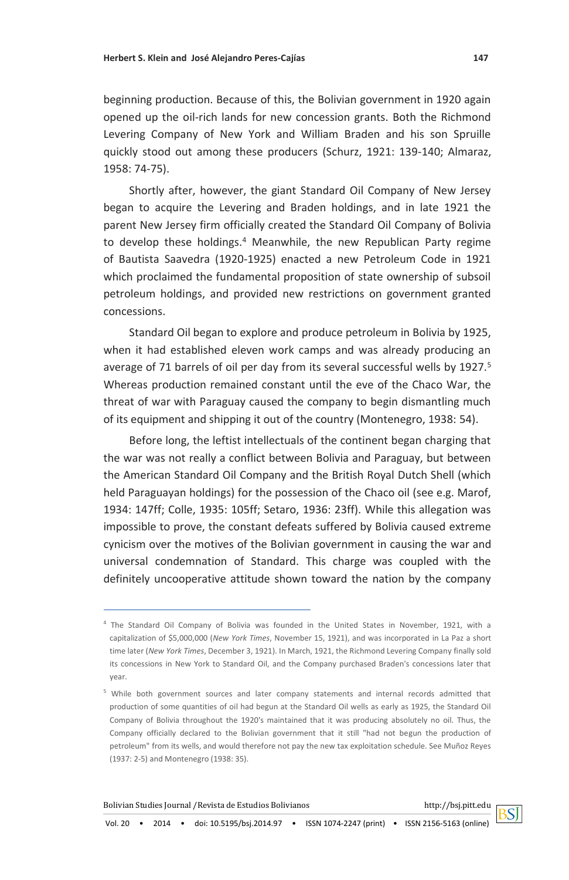beginning production. Because of this, the Bolivian government in 1920 again opened up the oil-rich lands for new concession grants. Both the Richmond Levering Company of New York and William Braden and his son Spruille quickly stood out among these producers (Schurz, 1921: 139-140; Almaraz, 1958: 74-75).

Shortly after, however, the giant Standard Oil Company of New Jersey began to acquire the Levering and Braden holdings, and in late 1921 the parent New Jersey firm officially created the Standard Oil Company of Bolivia to develop these holdings.[4] Meanwhile, the new Republican Party regime of Bautista Saavedra (1920-1925) enacted a new Petroleum Code in 1921 which proclaimed the fundamental proposition of state ownership of subsoil petroleum holdings, and provided new restrictions on government granted concessions.

Standard Oil began to explore and produce petroleum in Bolivia by 1925, when it had established eleven work camps and was already producing an average of 71 barrels of oil per day from its several successful wells by 1927.[5] Whereas production remained constant until the eve of the Chaco War, the threat of war with Paraguay caused the company to begin dismantling much of its equipment and shipping it out of the country (Montenegro, 1938: 54).

Before long, the leftist intellectuals of the continent began charging that the war was not really a conflict between Bolivia and Paraguay, but between the American Standard Oil Company and the British Royal Dutch Shell (which held Paraguayan holdings) for the possession of the Chaco oil (see e.g. Marof, 1934: 147ff; Colle, 1935: 105ff; Setaro, 1936: 23ff). While this allegation was impossible to prove, the constant defeats suffered by Bolivia caused extreme cynicism over the motives of the Bolivian government in causing the war and universal condemnation of Standard. This charge was coupled with the definitely uncooperative attitude shown toward the nation by the company

---

[4] The Standard Oil Company of Bolivia was founded in the United States in November, 1921, with a capitalization of $5,000,000 (*New York Times*, November 15, 1921), and was incorporated in La Paz a short time later (*New York Times*, December 3, 1921). In March, 1921, the Richmond Levering Company finally sold its concessions in New York to Standard Oil, and the Company purchased Braden's concessions later that year.

[5] While both government sources and later company statements and internal records admitted that production of some quantities of oil had begun at the Standard Oil wells as early as 1925, the Standard Oil Company of Bolivia throughout the 1920's maintained that it was producing absolutely no oil. Thus, the Company officially declared to the Bolivian government that it still "had not begun the production of petroleum" from its wells, and would therefore not pay the new tax exploitation schedule. See Muñoz Reyes (1937: 2-5) and Montenegro (1938: 35).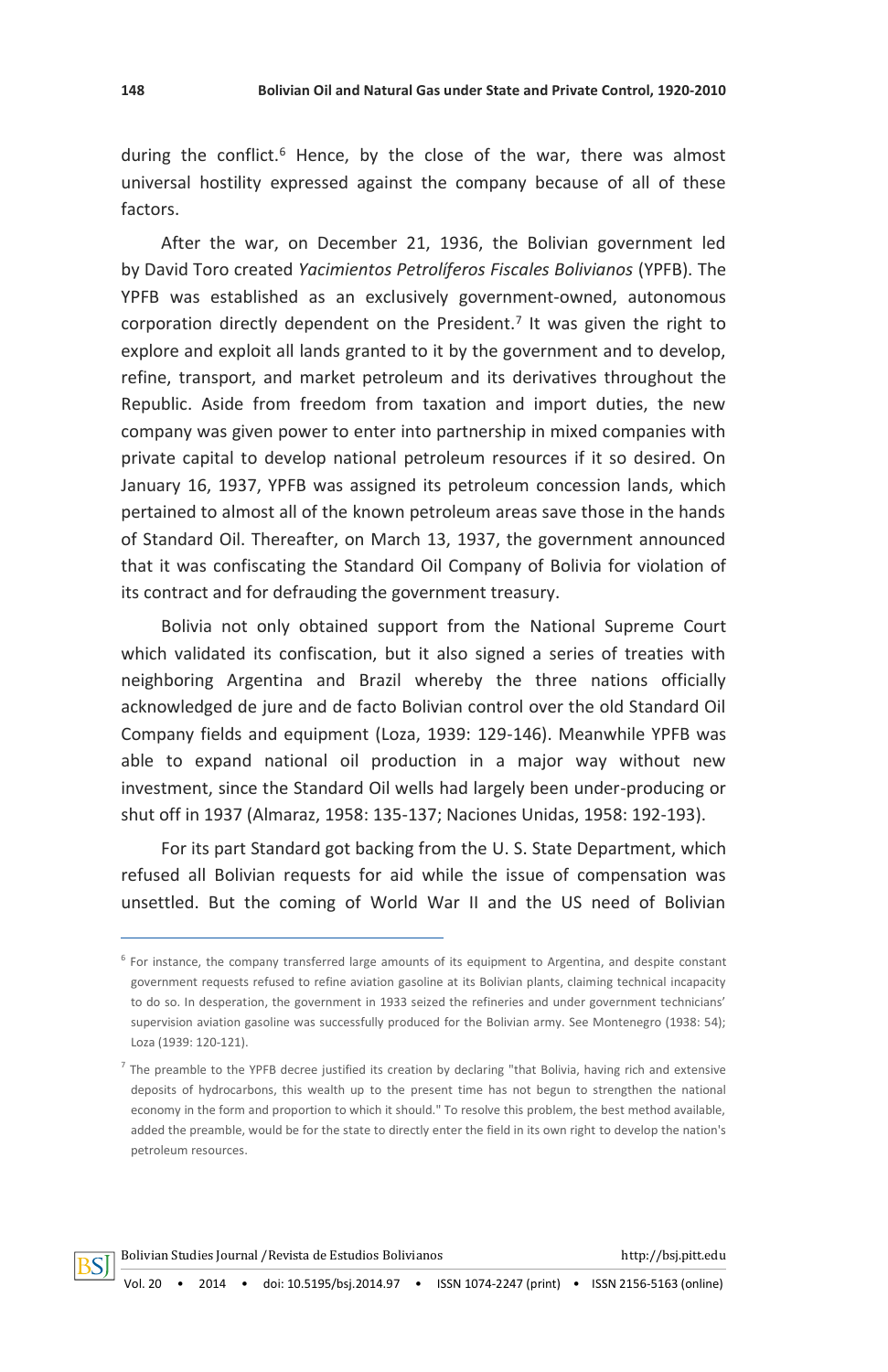during the conflict.[6] Hence, by the close of the war, there was almost universal hostility expressed against the company because of all of these factors.

After the war, on December 21, 1936, the Bolivian government led by David Toro created *Yacimientos Petrolíferos Fiscales Bolivianos* (YPFB). The YPFB was established as an exclusively government-owned, autonomous corporation directly dependent on the President.[7] It was given the right to explore and exploit all lands granted to it by the government and to develop, refine, transport, and market petroleum and its derivatives throughout the Republic. Aside from freedom from taxation and import duties, the new company was given power to enter into partnership in mixed companies with private capital to develop national petroleum resources if it so desired. On January 16, 1937, YPFB was assigned its petroleum concession lands, which pertained to almost all of the known petroleum areas save those in the hands of Standard Oil. Thereafter, on March 13, 1937, the government announced that it was confiscating the Standard Oil Company of Bolivia for violation of its contract and for defrauding the government treasury.

Bolivia not only obtained support from the National Supreme Court which validated its confiscation, but it also signed a series of treaties with neighboring Argentina and Brazil whereby the three nations officially acknowledged de jure and de facto Bolivian control over the old Standard Oil Company fields and equipment (Loza, 1939: 129-146). Meanwhile YPFB was able to expand national oil production in a major way without new investment, since the Standard Oil wells had largely been under-producing or shut off in 1937 (Almaraz, 1958: 135-137; Naciones Unidas, 1958: 192-193).

For its part Standard got backing from the U. S. State Department, which refused all Bolivian requests for aid while the issue of compensation was unsettled. But the coming of World War II and the US need of Bolivian

---

[6] For instance, the company transferred large amounts of its equipment to Argentina, and despite constant government requests refused to refine aviation gasoline at its Bolivian plants, claiming technical incapacity to do so. In desperation, the government in 1933 seized the refineries and under government technicians' supervision aviation gasoline was successfully produced for the Bolivian army. See Montenegro (1938: 54); Loza (1939: 120-121).

[7] The preamble to the YPFB decree justified its creation by declaring "that Bolivia, having rich and extensive deposits of hydrocarbons, this wealth up to the present time has not begun to strengthen the national economy in the form and proportion to which it should." To resolve this problem, the best method available, added the preamble, would be for the state to directly enter the field in its own right to develop the nation's petroleum resources.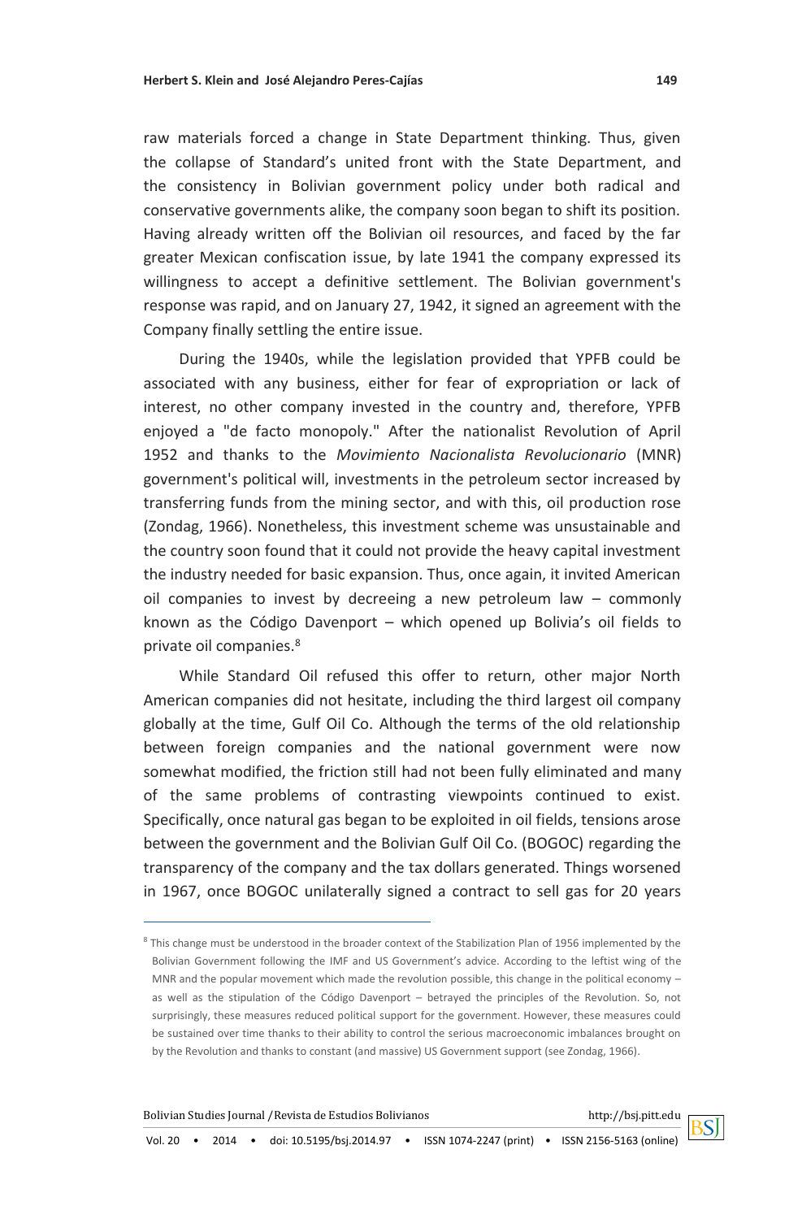raw materials forced a change in State Department thinking. Thus, given the collapse of Standard's united front with the State Department, and the consistency in Bolivian government policy under both radical and conservative governments alike, the company soon began to shift its position. Having already written off the Bolivian oil resources, and faced by the far greater Mexican confiscation issue, by late 1941 the company expressed its willingness to accept a definitive settlement. The Bolivian government's response was rapid, and on January 27, 1942, it signed an agreement with the Company finally settling the entire issue.

During the 1940s, while the legislation provided that YPFB could be associated with any business, either for fear of expropriation or lack of interest, no other company invested in the country and, therefore, YPFB enjoyed a "de facto monopoly." After the nationalist Revolution of April 1952 and thanks to the *Movimiento Nacionalista Revolucionario* (MNR) government's political will, investments in the petroleum sector increased by transferring funds from the mining sector, and with this, oil production rose (Zondag, 1966). Nonetheless, this investment scheme was unsustainable and the country soon found that it could not provide the heavy capital investment the industry needed for basic expansion. Thus, once again, it invited American oil companies to invest by decreeing a new petroleum law – commonly known as the Código Davenport – which opened up Bolivia's oil fields to private oil companies.[8]

While Standard Oil refused this offer to return, other major North American companies did not hesitate, including the third largest oil company globally at the time, Gulf Oil Co. Although the terms of the old relationship between foreign companies and the national government were now somewhat modified, the friction still had not been fully eliminated and many of the same problems of contrasting viewpoints continued to exist. Specifically, once natural gas began to be exploited in oil fields, tensions arose between the government and the Bolivian Gulf Oil Co. (BOGOC) regarding the transparency of the company and the tax dollars generated. Things worsened in 1967, once BOGOC unilaterally signed a contract to sell gas for 20 years

---

[8] This change must be understood in the broader context of the Stabilization Plan of 1956 implemented by the Bolivian Government following the IMF and US Government's advice. According to the leftist wing of the MNR and the popular movement which made the revolution possible, this change in the political economy – as well as the stipulation of the Código Davenport – betrayed the principles of the Revolution. So, not surprisingly, these measures reduced political support for the government. However, these measures could be sustained over time thanks to their ability to control the serious macroeconomic imbalances brought on by the Revolution and thanks to constant (and massive) US Government support (see Zondag, 1966).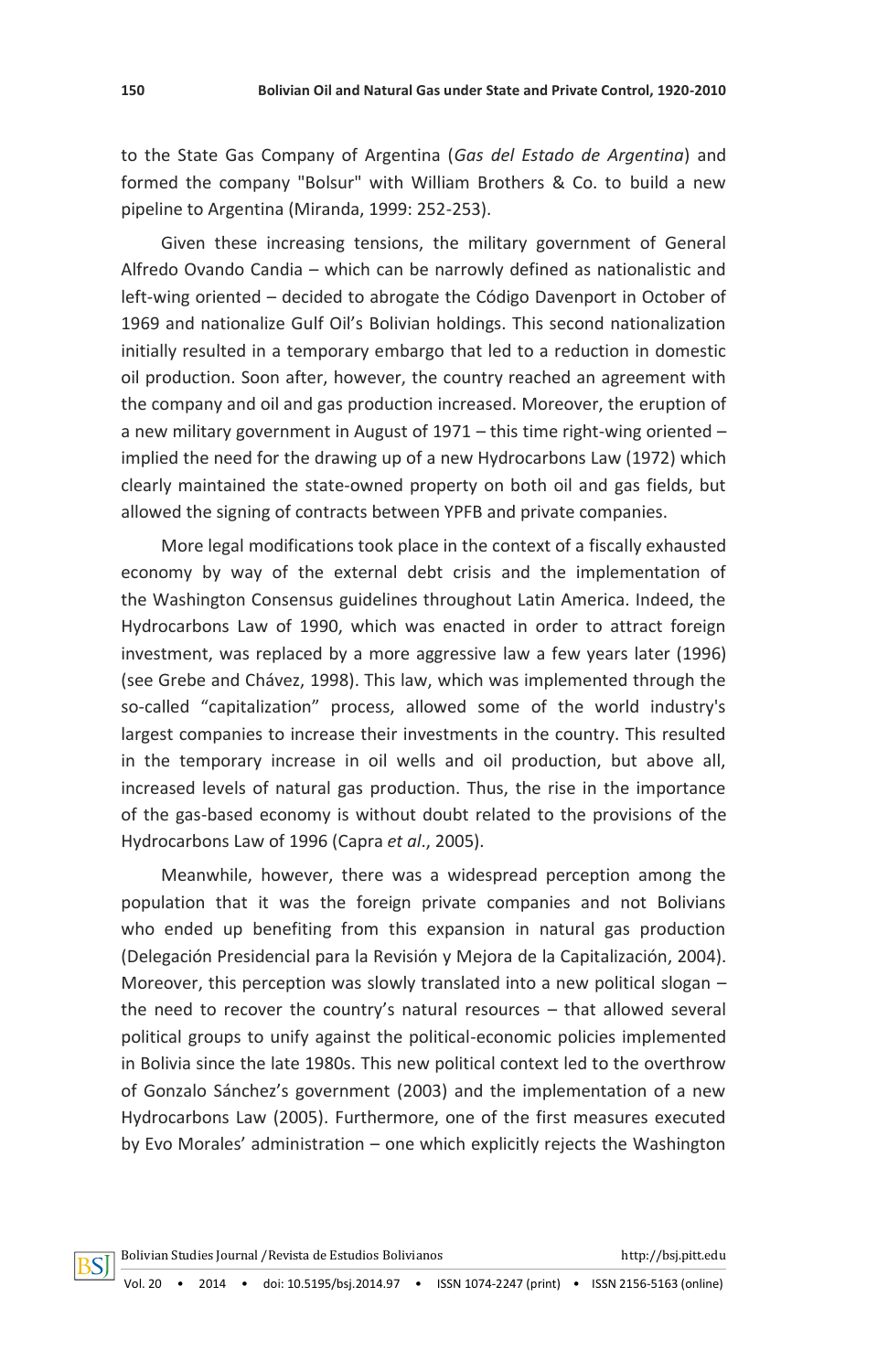to the State Gas Company of Argentina (*Gas del Estado de Argentina*) and formed the company "Bolsur" with William Brothers & Co. to build a new pipeline to Argentina (Miranda, 1999: 252-253).

Given these increasing tensions, the military government of General Alfredo Ovando Candia – which can be narrowly defined as nationalistic and left-wing oriented – decided to abrogate the Código Davenport in October of 1969 and nationalize Gulf Oil's Bolivian holdings. This second nationalization initially resulted in a temporary embargo that led to a reduction in domestic oil production. Soon after, however, the country reached an agreement with the company and oil and gas production increased. Moreover, the eruption of a new military government in August of 1971 – this time right-wing oriented – implied the need for the drawing up of a new Hydrocarbons Law (1972) which clearly maintained the state-owned property on both oil and gas fields, but allowed the signing of contracts between YPFB and private companies.

More legal modifications took place in the context of a fiscally exhausted economy by way of the external debt crisis and the implementation of the Washington Consensus guidelines throughout Latin America. Indeed, the Hydrocarbons Law of 1990, which was enacted in order to attract foreign investment, was replaced by a more aggressive law a few years later (1996) (see Grebe and Chávez, 1998). This law, which was implemented through the so-called "capitalization" process, allowed some of the world industry's largest companies to increase their investments in the country. This resulted in the temporary increase in oil wells and oil production, but above all, increased levels of natural gas production. Thus, the rise in the importance of the gas-based economy is without doubt related to the provisions of the Hydrocarbons Law of 1996 (Capra *et al*., 2005).

Meanwhile, however, there was a widespread perception among the population that it was the foreign private companies and not Bolivians who ended up benefiting from this expansion in natural gas production (Delegación Presidencial para la Revisión y Mejora de la Capitalización, 2004). Moreover, this perception was slowly translated into a new political slogan – the need to recover the country's natural resources – that allowed several political groups to unify against the political-economic policies implemented in Bolivia since the late 1980s. This new political context led to the overthrow of Gonzalo Sánchez's government (2003) and the implementation of a new Hydrocarbons Law (2005). Furthermore, one of the first measures executed by Evo Morales' administration – one which explicitly rejects the Washington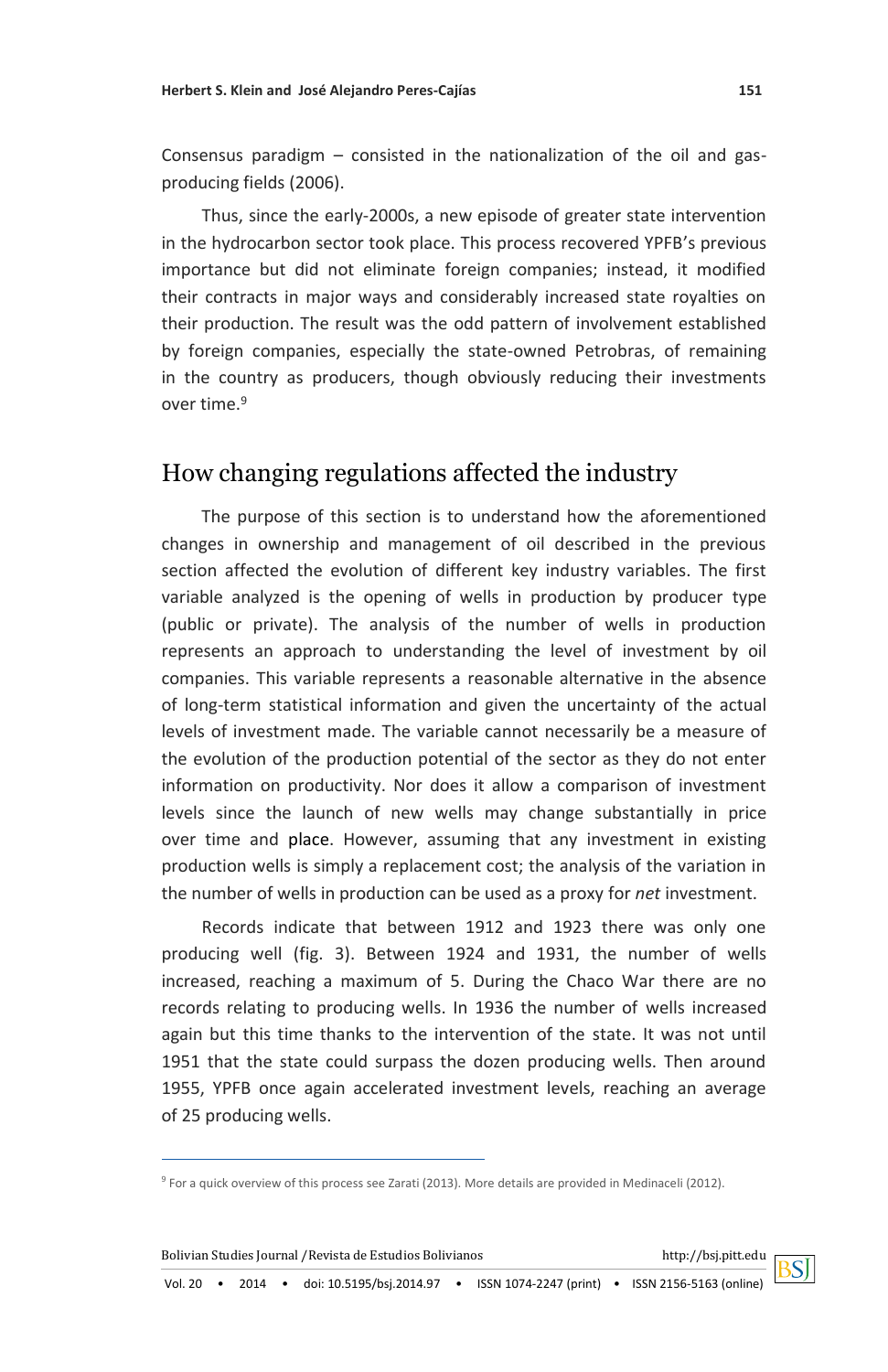Consensus paradigm – consisted in the nationalization of the oil and gas-producing fields (2006).

Thus, since the early-2000s, a new episode of greater state intervention in the hydrocarbon sector took place. This process recovered YPFB's previous importance but did not eliminate foreign companies; instead, it modified their contracts in major ways and considerably increased state royalties on their production. The result was the odd pattern of involvement established by foreign companies, especially the state-owned Petrobras, of remaining in the country as producers, though obviously reducing their investments over time.[9]

## How changing regulations affected the industry

The purpose of this section is to understand how the aforementioned changes in ownership and management of oil described in the previous section affected the evolution of different key industry variables. The first variable analyzed is the opening of wells in production by producer type (public or private). The analysis of the number of wells in production represents an approach to understanding the level of investment by oil companies. This variable represents a reasonable alternative in the absence of long-term statistical information and given the uncertainty of the actual levels of investment made. The variable cannot necessarily be a measure of the evolution of the production potential of the sector as they do not enter information on productivity. Nor does it allow a comparison of investment levels since the launch of new wells may change substantially in price over time and place. However, assuming that any investment in existing production wells is simply a replacement cost; the analysis of the variation in the number of wells in production can be used as a proxy for *net* investment.

Records indicate that between 1912 and 1923 there was only one producing well (fig. 3). Between 1924 and 1931, the number of wells increased, reaching a maximum of 5. During the Chaco War there are no records relating to producing wells. In 1936 the number of wells increased again but this time thanks to the intervention of the state. It was not until 1951 that the state could surpass the dozen producing wells. Then around 1955, YPFB once again accelerated investment levels, reaching an average of 25 producing wells.

[9] For a quick overview of this process see Zarati (2013). More details are provided in Medinaceli (2012).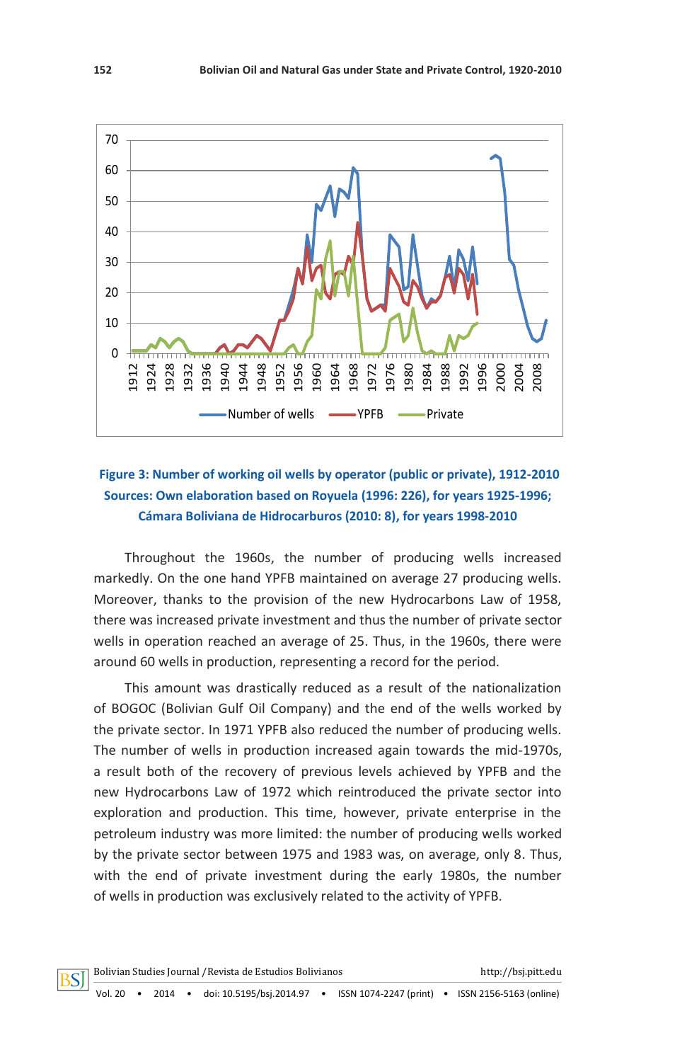**Figure 3: Number of working oil wells by operator (public or private), 1912-2010**
**Sources: Own elaboration based on Royuela (1996: 226), for years 1925-1996; Cámara Boliviana de Hidrocarburos (2010: 8), for years 1998-2010**

Throughout the 1960s, the number of producing wells increased markedly. On the one hand YPFB maintained on average 27 producing wells. Moreover, thanks to the provision of the new Hydrocarbons Law of 1958, there was increased private investment and thus the number of private sector wells in operation reached an average of 25. Thus, in the 1960s, there were around 60 wells in production, representing a record for the period.

This amount was drastically reduced as a result of the nationalization of BOGOC (Bolivian Gulf Oil Company) and the end of the wells worked by the private sector. In 1971 YPFB also reduced the number of producing wells. The number of wells in production increased again towards the mid-1970s, a result both of the recovery of previous levels achieved by YPFB and the new Hydrocarbons Law of 1972 which reintroduced the private sector into exploration and production. This time, however, private enterprise in the petroleum industry was more limited: the number of producing wells worked by the private sector between 1975 and 1983 was, on average, only 8. Thus, with the end of private investment during the early 1980s, the number of wells in production was exclusively related to the activity of YPFB.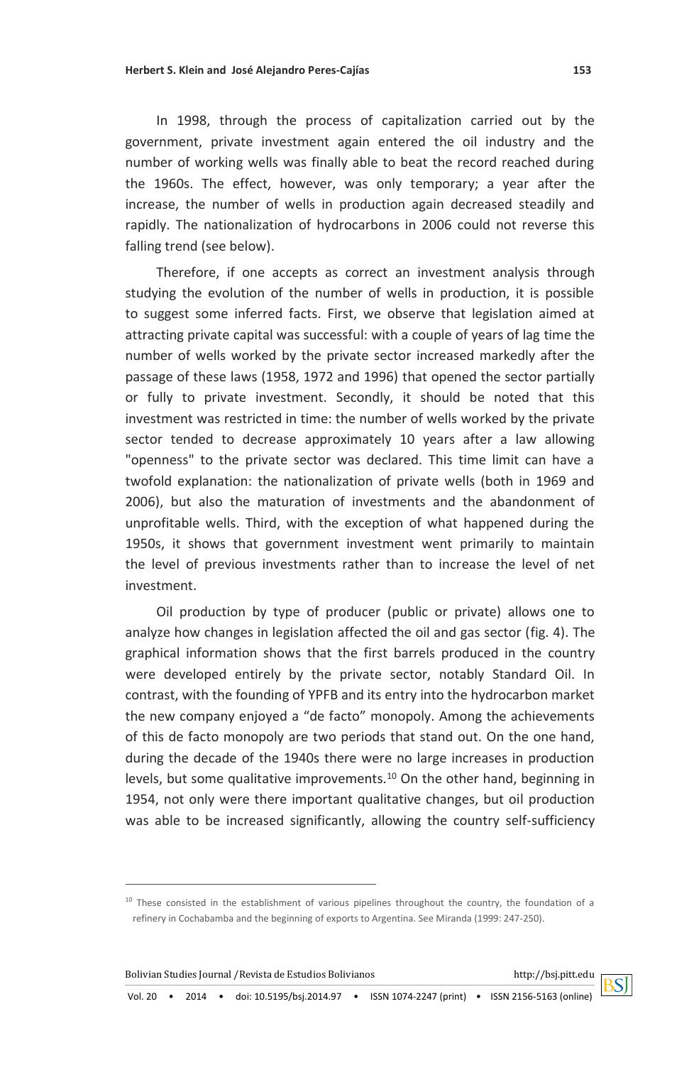In 1998, through the process of capitalization carried out by the government, private investment again entered the oil industry and the number of working wells was finally able to beat the record reached during the 1960s. The effect, however, was only temporary; a year after the increase, the number of wells in production again decreased steadily and rapidly. The nationalization of hydrocarbons in 2006 could not reverse this falling trend (see below).

Therefore, if one accepts as correct an investment analysis through studying the evolution of the number of wells in production, it is possible to suggest some inferred facts. First, we observe that legislation aimed at attracting private capital was successful: with a couple of years of lag time the number of wells worked by the private sector increased markedly after the passage of these laws (1958, 1972 and 1996) that opened the sector partially or fully to private investment. Secondly, it should be noted that this investment was restricted in time: the number of wells worked by the private sector tended to decrease approximately 10 years after a law allowing "openness" to the private sector was declared. This time limit can have a twofold explanation: the nationalization of private wells (both in 1969 and 2006), but also the maturation of investments and the abandonment of unprofitable wells. Third, with the exception of what happened during the 1950s, it shows that government investment went primarily to maintain the level of previous investments rather than to increase the level of net investment.

Oil production by type of producer (public or private) allows one to analyze how changes in legislation affected the oil and gas sector (fig. 4). The graphical information shows that the first barrels produced in the country were developed entirely by the private sector, notably Standard Oil. In contrast, with the founding of YPFB and its entry into the hydrocarbon market the new company enjoyed a "de facto" monopoly. Among the achievements of this de facto monopoly are two periods that stand out. On the one hand, during the decade of the 1940s there were no large increases in production levels, but some qualitative improvements.[10] On the other hand, beginning in 1954, not only were there important qualitative changes, but oil production was able to be increased significantly, allowing the country self-sufficiency

---

[10] These consisted in the establishment of various pipelines throughout the country, the foundation of a refinery in Cochabamba and the beginning of exports to Argentina. See Miranda (1999: 247-250).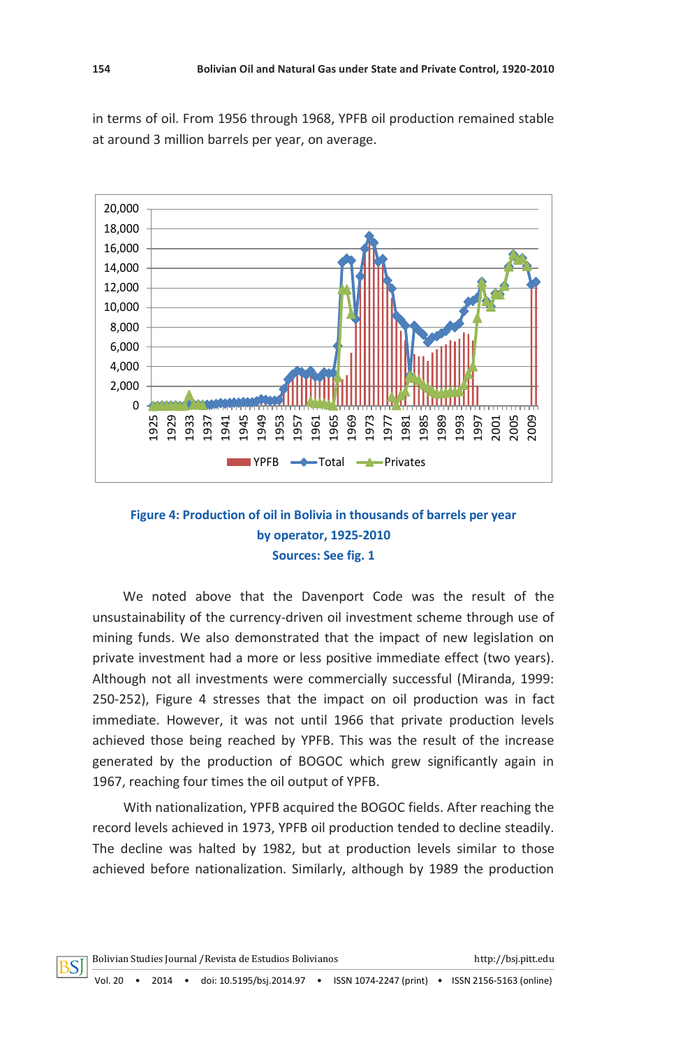in terms of oil. From 1956 through 1968, YPFB oil production remained stable at around 3 million barrels per year, on average.

**Figure 4: Production of oil in Bolivia in thousands of barrels per year by operator, 1925-2010**
**Sources: See fig. 1**

We noted above that the Davenport Code was the result of the unsustainability of the currency-driven oil investment scheme through use of mining funds. We also demonstrated that the impact of new legislation on private investment had a more or less positive immediate effect (two years). Although not all investments were commercially successful (Miranda, 1999: 250-252), Figure 4 stresses that the impact on oil production was in fact immediate. However, it was not until 1966 that private production levels achieved those being reached by YPFB. This was the result of the increase generated by the production of BOGOC which grew significantly again in 1967, reaching four times the oil output of YPFB.

With nationalization, YPFB acquired the BOGOC fields. After reaching the record levels achieved in 1973, YPFB oil production tended to decline steadily. The decline was halted by 1982, but at production levels similar to those achieved before nationalization. Similarly, although by 1989 the production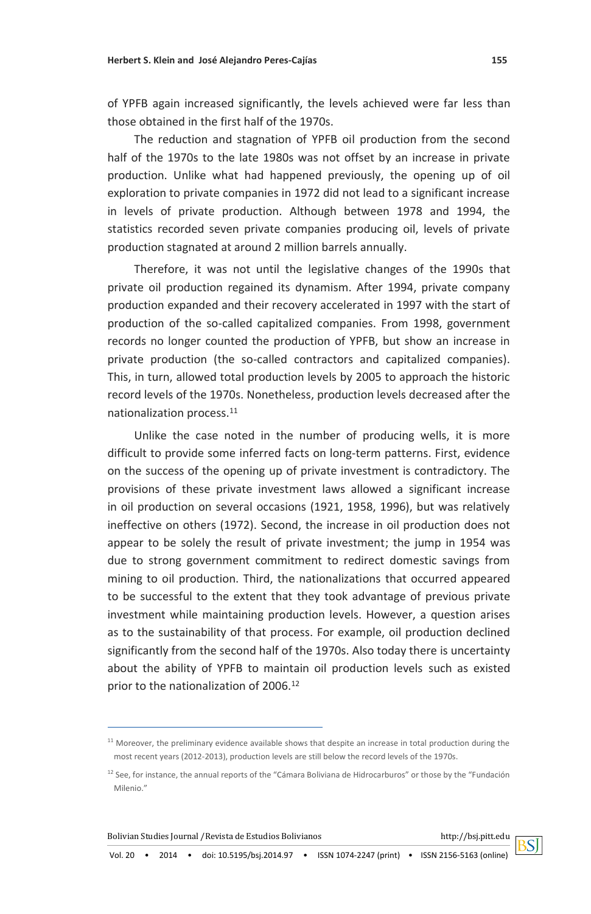of YPFB again increased significantly, the levels achieved were far less than those obtained in the first half of the 1970s.

The reduction and stagnation of YPFB oil production from the second half of the 1970s to the late 1980s was not offset by an increase in private production. Unlike what had happened previously, the opening up of oil exploration to private companies in 1972 did not lead to a significant increase in levels of private production. Although between 1978 and 1994, the statistics recorded seven private companies producing oil, levels of private production stagnated at around 2 million barrels annually.

Therefore, it was not until the legislative changes of the 1990s that private oil production regained its dynamism. After 1994, private company production expanded and their recovery accelerated in 1997 with the start of production of the so-called capitalized companies. From 1998, government records no longer counted the production of YPFB, but show an increase in private production (the so-called contractors and capitalized companies). This, in turn, allowed total production levels by 2005 to approach the historic record levels of the 1970s. Nonetheless, production levels decreased after the nationalization process.[11]

Unlike the case noted in the number of producing wells, it is more difficult to provide some inferred facts on long-term patterns. First, evidence on the success of the opening up of private investment is contradictory. The provisions of these private investment laws allowed a significant increase in oil production on several occasions (1921, 1958, 1996), but was relatively ineffective on others (1972). Second, the increase in oil production does not appear to be solely the result of private investment; the jump in 1954 was due to strong government commitment to redirect domestic savings from mining to oil production. Third, the nationalizations that occurred appeared to be successful to the extent that they took advantage of previous private investment while maintaining production levels. However, a question arises as to the sustainability of that process. For example, oil production declined significantly from the second half of the 1970s. Also today there is uncertainty about the ability of YPFB to maintain oil production levels such as existed prior to the nationalization of 2006.[12]

---

[11] Moreover, the preliminary evidence available shows that despite an increase in total production during the most recent years (2012-2013), production levels are still below the record levels of the 1970s.

[12] See, for instance, the annual reports of the "Cámara Boliviana de Hidrocarburos" or those by the "Fundación Milenio."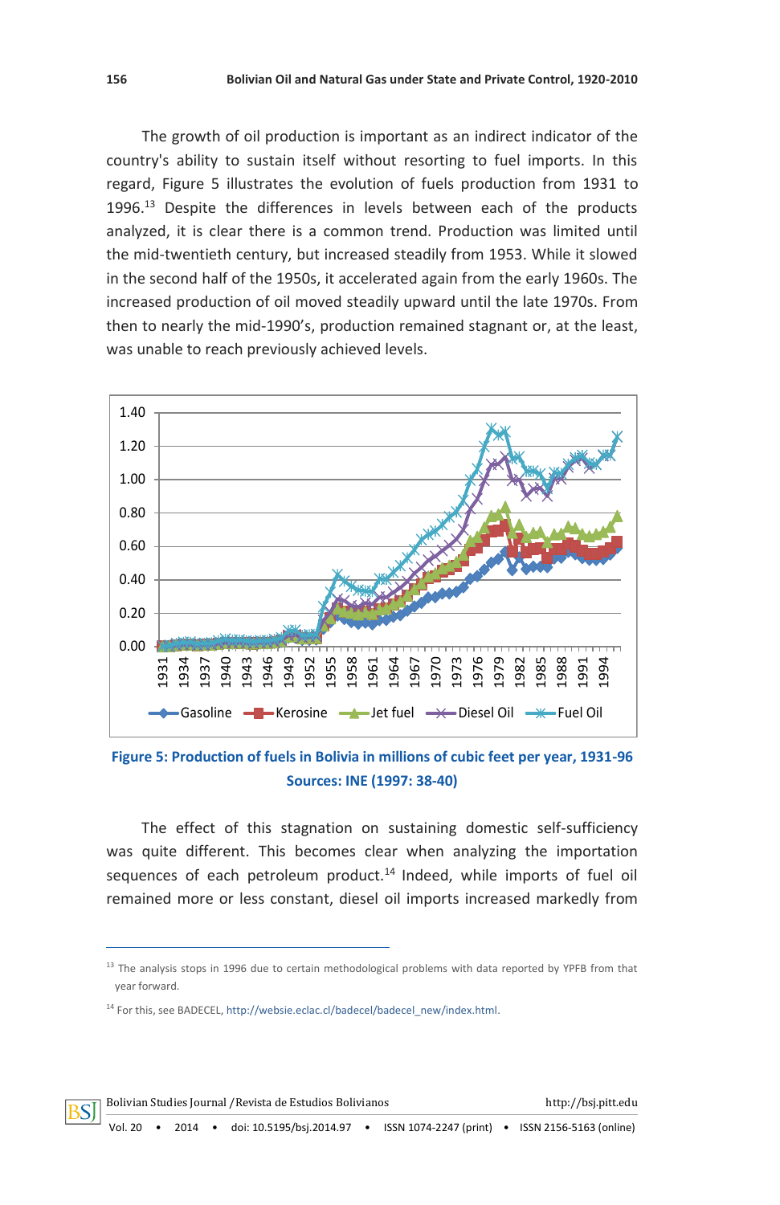The growth of oil production is important as an indirect indicator of the country's ability to sustain itself without resorting to fuel imports. In this regard, Figure 5 illustrates the evolution of fuels production from 1931 to 1996.[13] Despite the differences in levels between each of the products analyzed, it is clear there is a common trend. Production was limited until the mid-twentieth century, but increased steadily from 1953. While it slowed in the second half of the 1950s, it accelerated again from the early 1960s. The increased production of oil moved steadily upward until the late 1970s. From then to nearly the mid-1990's, production remained stagnant or, at the least, was unable to reach previously achieved levels.

**Figure 5: Production of fuels in Bolivia in millions of cubic feet per year, 1931-96**
**Sources: INE (1997: 38-40)**

The effect of this stagnation on sustaining domestic self-sufficiency was quite different. This becomes clear when analyzing the importation sequences of each petroleum product.[14] Indeed, while imports of fuel oil remained more or less constant, diesel oil imports increased markedly from

---

[13] The analysis stops in 1996 due to certain methodological problems with data reported by YPFB from that year forward.

[14] For this, see BADECEL, http://websie.eclac.cl/badecel/badecel_new/index.html.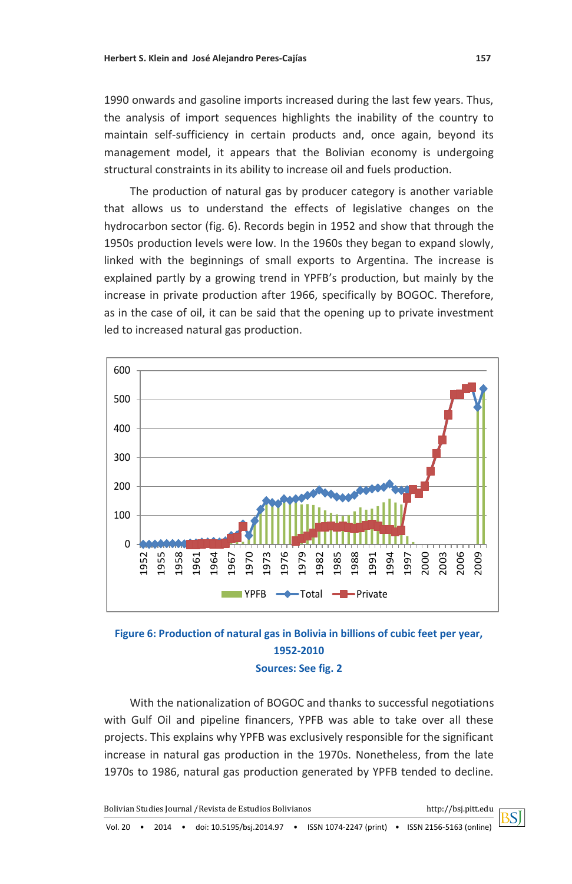1990 onwards and gasoline imports increased during the last few years. Thus, the analysis of import sequences highlights the inability of the country to maintain self-sufficiency in certain products and, once again, beyond its management model, it appears that the Bolivian economy is undergoing structural constraints in its ability to increase oil and fuels production.

The production of natural gas by producer category is another variable that allows us to understand the effects of legislative changes on the hydrocarbon sector (fig. 6). Records begin in 1952 and show that through the 1950s production levels were low. In the 1960s they began to expand slowly, linked with the beginnings of small exports to Argentina. The increase is explained partly by a growing trend in YPFB's production, but mainly by the increase in private production after 1966, specifically by BOGOC. Therefore, as in the case of oil, it can be said that the opening up to private investment led to increased natural gas production.

**Figure 6: Production of natural gas in Bolivia in billions of cubic feet per year, 1952-2010**

**Sources: See fig. 2**

With the nationalization of BOGOC and thanks to successful negotiations with Gulf Oil and pipeline financers, YPFB was able to take over all these projects. This explains why YPFB was exclusively responsible for the significant increase in natural gas production in the 1970s. Nonetheless, from the late 1970s to 1986, natural gas production generated by YPFB tended to decline.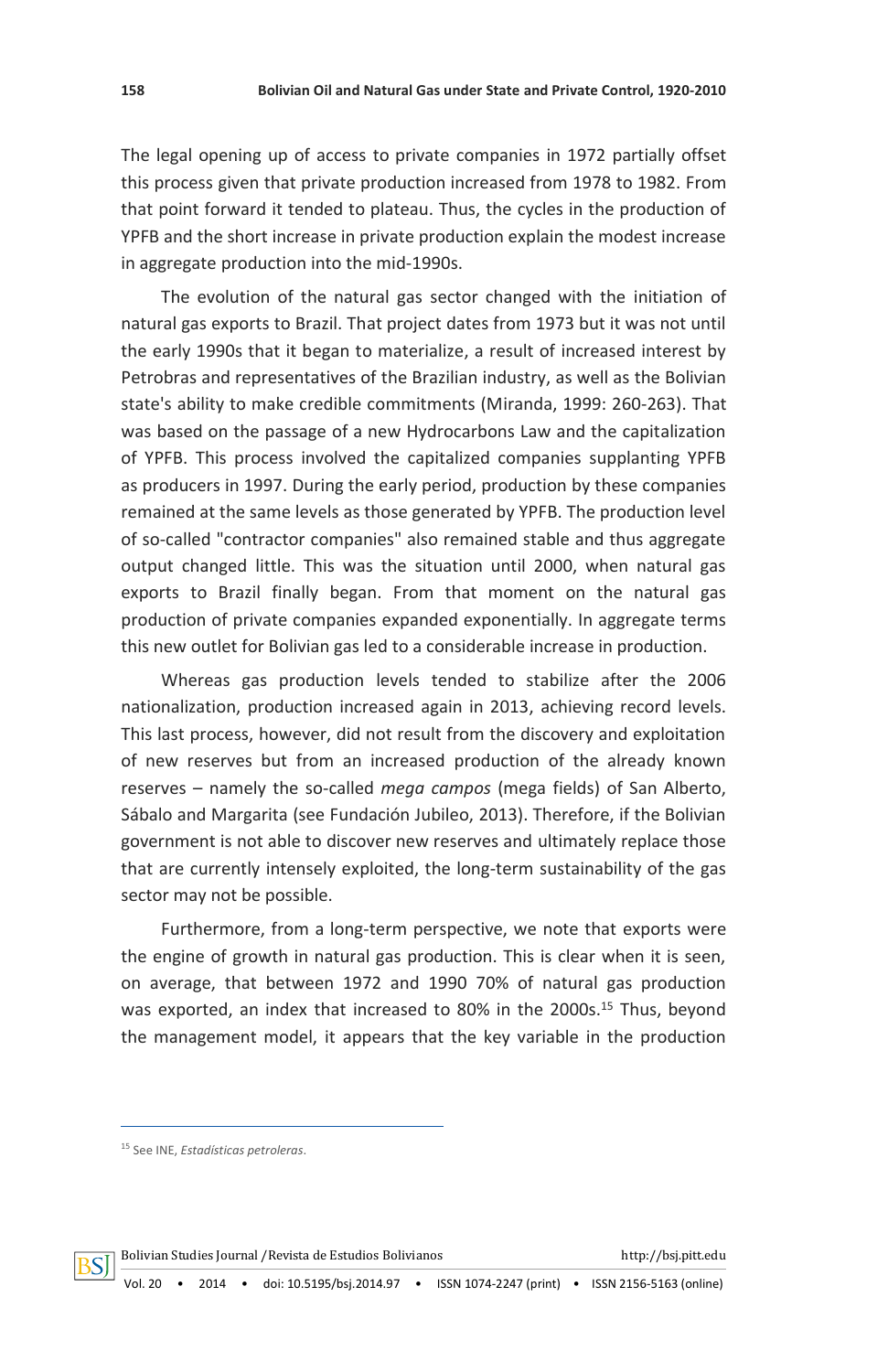The legal opening up of access to private companies in 1972 partially offset this process given that private production increased from 1978 to 1982. From that point forward it tended to plateau. Thus, the cycles in the production of YPFB and the short increase in private production explain the modest increase in aggregate production into the mid-1990s.

The evolution of the natural gas sector changed with the initiation of natural gas exports to Brazil. That project dates from 1973 but it was not until the early 1990s that it began to materialize, a result of increased interest by Petrobras and representatives of the Brazilian industry, as well as the Bolivian state's ability to make credible commitments (Miranda, 1999: 260-263). That was based on the passage of a new Hydrocarbons Law and the capitalization of YPFB. This process involved the capitalized companies supplanting YPFB as producers in 1997. During the early period, production by these companies remained at the same levels as those generated by YPFB. The production level of so-called "contractor companies" also remained stable and thus aggregate output changed little. This was the situation until 2000, when natural gas exports to Brazil finally began. From that moment on the natural gas production of private companies expanded exponentially. In aggregate terms this new outlet for Bolivian gas led to a considerable increase in production.

Whereas gas production levels tended to stabilize after the 2006 nationalization, production increased again in 2013, achieving record levels. This last process, however, did not result from the discovery and exploitation of new reserves but from an increased production of the already known reserves – namely the so-called *mega campos* (mega fields) of San Alberto, Sábalo and Margarita (see Fundación Jubileo, 2013). Therefore, if the Bolivian government is not able to discover new reserves and ultimately replace those that are currently intensely exploited, the long-term sustainability of the gas sector may not be possible.

Furthermore, from a long-term perspective, we note that exports were the engine of growth in natural gas production. This is clear when it is seen, on average, that between 1972 and 1990 70% of natural gas production was exported, an index that increased to 80% in the 2000s.[15] Thus, beyond the management model, it appears that the key variable in the production

---

[15] See INE, *Estadísticas petroleras*.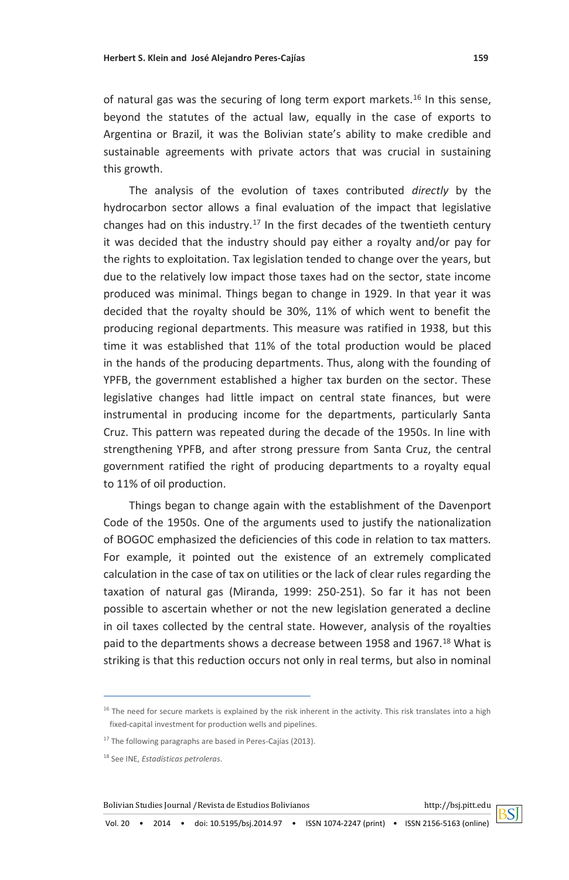of natural gas was the securing of long term export markets.[16] In this sense, beyond the statutes of the actual law, equally in the case of exports to Argentina or Brazil, it was the Bolivian state's ability to make credible and sustainable agreements with private actors that was crucial in sustaining this growth.

The analysis of the evolution of taxes contributed *directly* by the hydrocarbon sector allows a final evaluation of the impact that legislative changes had on this industry.[17] In the first decades of the twentieth century it was decided that the industry should pay either a royalty and/or pay for the rights to exploitation. Tax legislation tended to change over the years, but due to the relatively low impact those taxes had on the sector, state income produced was minimal. Things began to change in 1929. In that year it was decided that the royalty should be 30%, 11% of which went to benefit the producing regional departments. This measure was ratified in 1938, but this time it was established that 11% of the total production would be placed in the hands of the producing departments. Thus, along with the founding of YPFB, the government established a higher tax burden on the sector. These legislative changes had little impact on central state finances, but were instrumental in producing income for the departments, particularly Santa Cruz. This pattern was repeated during the decade of the 1950s. In line with strengthening YPFB, and after strong pressure from Santa Cruz, the central government ratified the right of producing departments to a royalty equal to 11% of oil production.

Things began to change again with the establishment of the Davenport Code of the 1950s. One of the arguments used to justify the nationalization of BOGOC emphasized the deficiencies of this code in relation to tax matters. For example, it pointed out the existence of an extremely complicated calculation in the case of tax on utilities or the lack of clear rules regarding the taxation of natural gas (Miranda, 1999: 250-251). So far it has not been possible to ascertain whether or not the new legislation generated a decline in oil taxes collected by the central state. However, analysis of the royalties paid to the departments shows a decrease between 1958 and 1967.[18] What is striking is that this reduction occurs not only in real terms, but also in nominal

---

[16] The need for secure markets is explained by the risk inherent in the activity. This risk translates into a high fixed-capital investment for production wells and pipelines.

[17] The following paragraphs are based in Peres-Cajías (2013).

[18] See INE, *Estadísticas petroleras*.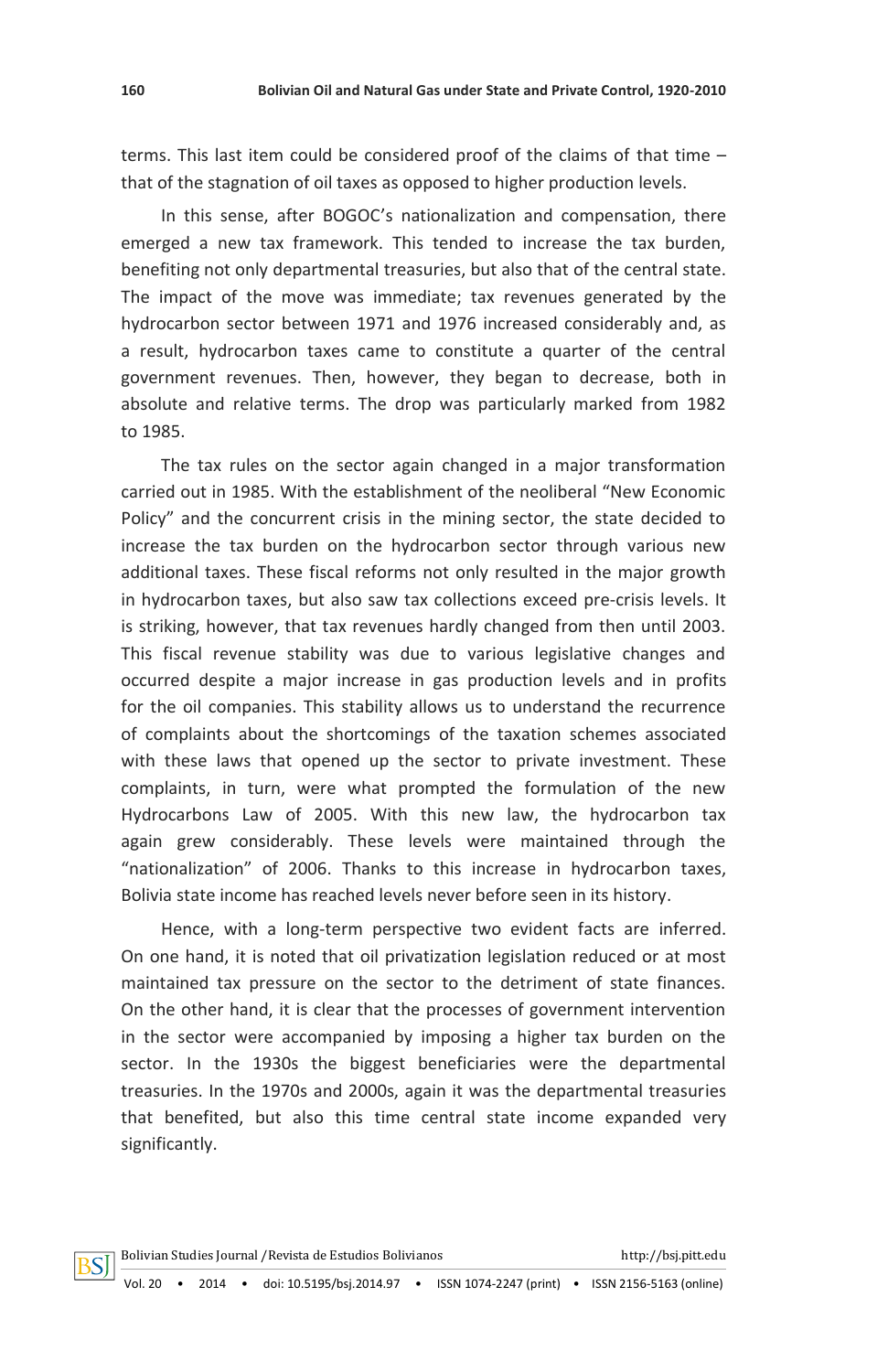terms. This last item could be considered proof of the claims of that time – that of the stagnation of oil taxes as opposed to higher production levels.

In this sense, after BOGOC's nationalization and compensation, there emerged a new tax framework. This tended to increase the tax burden, benefiting not only departmental treasuries, but also that of the central state. The impact of the move was immediate; tax revenues generated by the hydrocarbon sector between 1971 and 1976 increased considerably and, as a result, hydrocarbon taxes came to constitute a quarter of the central government revenues. Then, however, they began to decrease, both in absolute and relative terms. The drop was particularly marked from 1982 to 1985.

The tax rules on the sector again changed in a major transformation carried out in 1985. With the establishment of the neoliberal "New Economic Policy" and the concurrent crisis in the mining sector, the state decided to increase the tax burden on the hydrocarbon sector through various new additional taxes. These fiscal reforms not only resulted in the major growth in hydrocarbon taxes, but also saw tax collections exceed pre-crisis levels. It is striking, however, that tax revenues hardly changed from then until 2003. This fiscal revenue stability was due to various legislative changes and occurred despite a major increase in gas production levels and in profits for the oil companies. This stability allows us to understand the recurrence of complaints about the shortcomings of the taxation schemes associated with these laws that opened up the sector to private investment. These complaints, in turn, were what prompted the formulation of the new Hydrocarbons Law of 2005. With this new law, the hydrocarbon tax again grew considerably. These levels were maintained through the "nationalization" of 2006. Thanks to this increase in hydrocarbon taxes, Bolivia state income has reached levels never before seen in its history.

Hence, with a long-term perspective two evident facts are inferred. On one hand, it is noted that oil privatization legislation reduced or at most maintained tax pressure on the sector to the detriment of state finances. On the other hand, it is clear that the processes of government intervention in the sector were accompanied by imposing a higher tax burden on the sector. In the 1930s the biggest beneficiaries were the departmental treasuries. In the 1970s and 2000s, again it was the departmental treasuries that benefited, but also this time central state income expanded very significantly.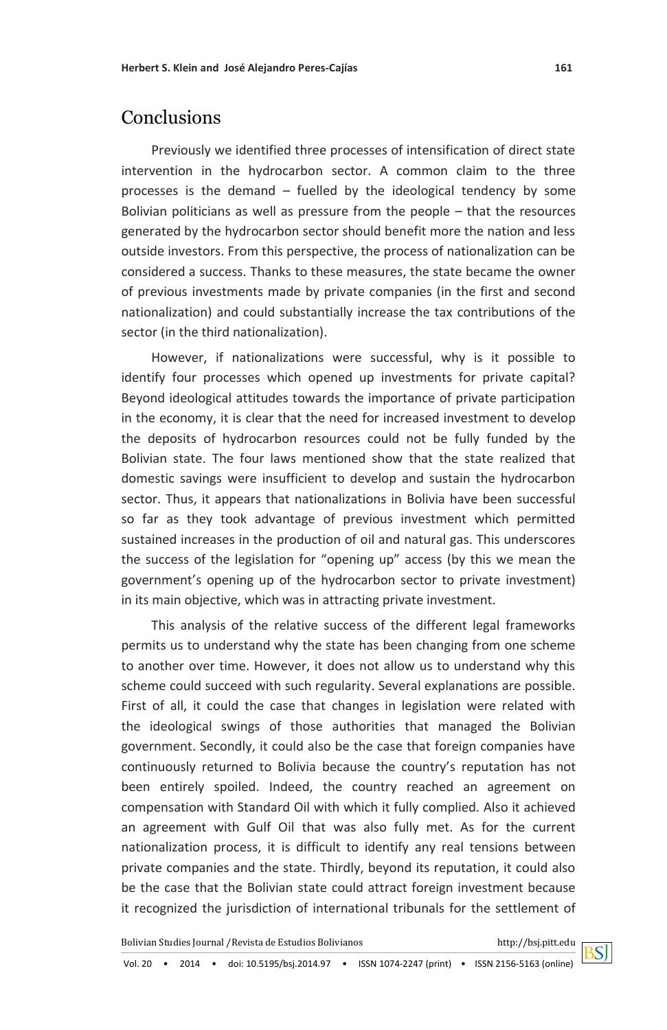## Conclusions

Previously we identified three processes of intensification of direct state intervention in the hydrocarbon sector. A common claim to the three processes is the demand – fuelled by the ideological tendency by some Bolivian politicians as well as pressure from the people – that the resources generated by the hydrocarbon sector should benefit more the nation and less outside investors. From this perspective, the process of nationalization can be considered a success. Thanks to these measures, the state became the owner of previous investments made by private companies (in the first and second nationalization) and could substantially increase the tax contributions of the sector (in the third nationalization).

However, if nationalizations were successful, why is it possible to identify four processes which opened up investments for private capital? Beyond ideological attitudes towards the importance of private participation in the economy, it is clear that the need for increased investment to develop the deposits of hydrocarbon resources could not be fully funded by the Bolivian state. The four laws mentioned show that the state realized that domestic savings were insufficient to develop and sustain the hydrocarbon sector. Thus, it appears that nationalizations in Bolivia have been successful so far as they took advantage of previous investment which permitted sustained increases in the production of oil and natural gas. This underscores the success of the legislation for "opening up" access (by this we mean the government's opening up of the hydrocarbon sector to private investment) in its main objective, which was in attracting private investment.

This analysis of the relative success of the different legal frameworks permits us to understand why the state has been changing from one scheme to another over time. However, it does not allow us to understand why this scheme could succeed with such regularity. Several explanations are possible. First of all, it could the case that changes in legislation were related with the ideological swings of those authorities that managed the Bolivian government. Secondly, it could also be the case that foreign companies have continuously returned to Bolivia because the country's reputation has not been entirely spoiled. Indeed, the country reached an agreement on compensation with Standard Oil with which it fully complied. Also it achieved an agreement with Gulf Oil that was also fully met. As for the current nationalization process, it is difficult to identify any real tensions between private companies and the state. Thirdly, beyond its reputation, it could also be the case that the Bolivian state could attract foreign investment because it recognized the jurisdiction of international tribunals for the settlement of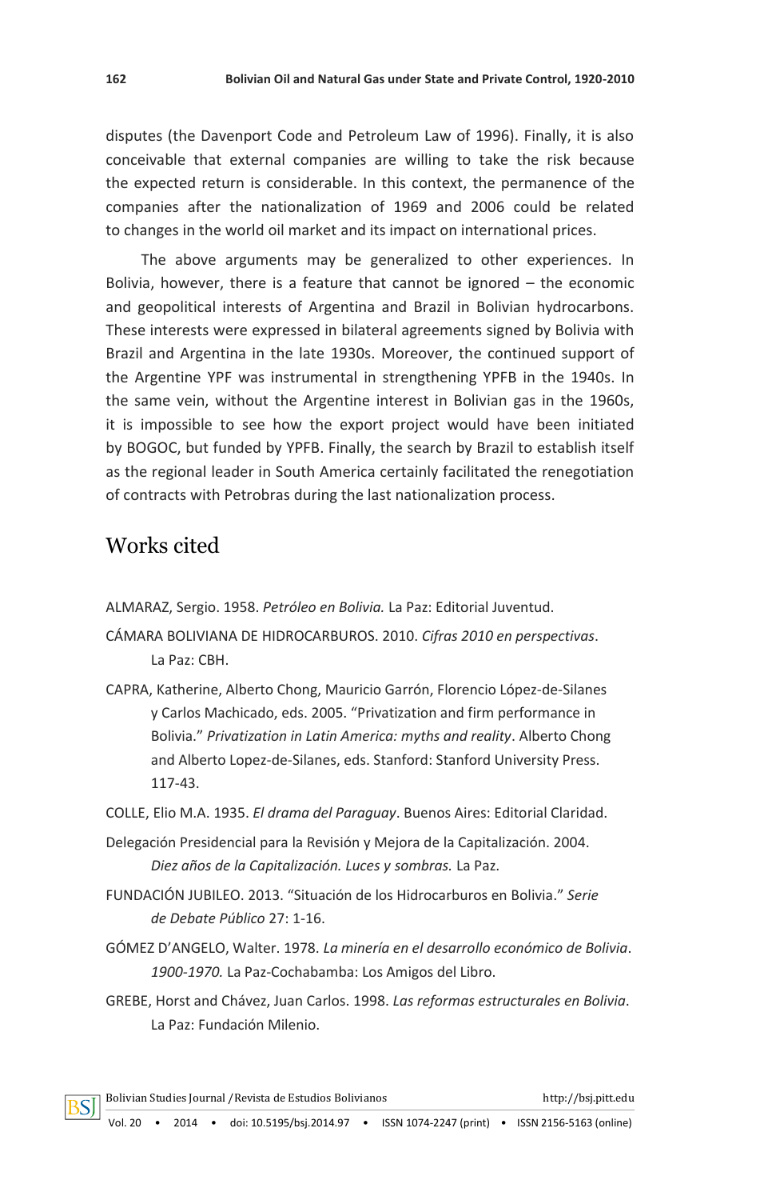disputes (the Davenport Code and Petroleum Law of 1996). Finally, it is also conceivable that external companies are willing to take the risk because the expected return is considerable. In this context, the permanence of the companies after the nationalization of 1969 and 2006 could be related to changes in the world oil market and its impact on international prices.

The above arguments may be generalized to other experiences. In Bolivia, however, there is a feature that cannot be ignored – the economic and geopolitical interests of Argentina and Brazil in Bolivian hydrocarbons. These interests were expressed in bilateral agreements signed by Bolivia with Brazil and Argentina in the late 1930s. Moreover, the continued support of the Argentine YPF was instrumental in strengthening YPFB in the 1940s. In the same vein, without the Argentine interest in Bolivian gas in the 1960s, it is impossible to see how the export project would have been initiated by BOGOC, but funded by YPFB. Finally, the search by Brazil to establish itself as the regional leader in South America certainly facilitated the renegotiation of contracts with Petrobras during the last nationalization process.

# Works cited

ALMARAZ, Sergio. 1958. *Petróleo en Bolivia.* La Paz: Editorial Juventud.

CÁMARA BOLIVIANA DE HIDROCARBUROS. 2010. *Cifras 2010 en perspectivas*. La Paz: CBH.

CAPRA, Katherine, Alberto Chong, Mauricio Garrón, Florencio López-de-Silanes y Carlos Machicado, eds. 2005. "Privatization and firm performance in Bolivia." *Privatization in Latin America: myths and reality*. Alberto Chong and Alberto Lopez-de-Silanes, eds. Stanford: Stanford University Press. 117-43.

COLLE, Elio M.A. 1935. *El drama del Paraguay*. Buenos Aires: Editorial Claridad.

Delegación Presidencial para la Revisión y Mejora de la Capitalización. 2004. *Diez años de la Capitalización. Luces y sombras.* La Paz.

FUNDACIÓN JUBILEO. 2013. "Situación de los Hidrocarburos en Bolivia." *Serie de Debate Público* 27: 1-16.

GÓMEZ D'ANGELO, Walter. 1978. *La minería en el desarrollo económico de Bolivia. 1900-1970.* La Paz-Cochabamba: Los Amigos del Libro.

GREBE, Horst and Chávez, Juan Carlos. 1998. *Las reformas estructurales en Bolivia*. La Paz: Fundación Milenio.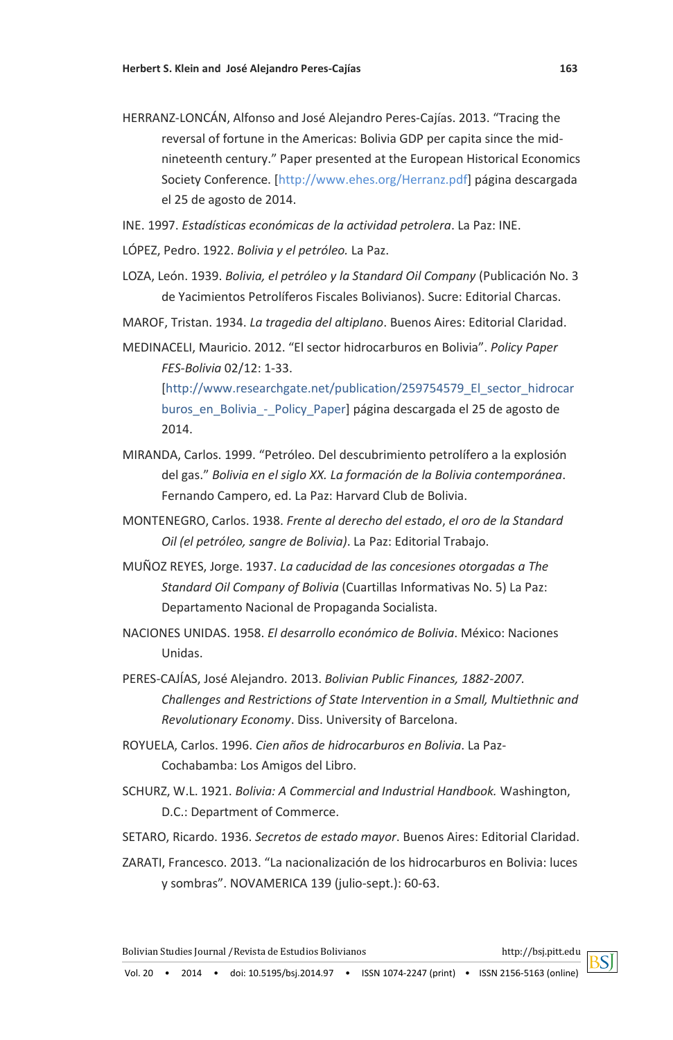HERRANZ-LONCÁN, Alfonso and José Alejandro Peres-Cajías. 2013. "Tracing the reversal of fortune in the Americas: Bolivia GDP per capita since the mid-nineteenth century." Paper presented at the European Historical Economics Society Conference. [http://www.ehes.org/Herranz.pdf] página descargada el 25 de agosto de 2014.

INE. 1997. *Estadísticas económicas de la actividad petrolera*. La Paz: INE.

LÓPEZ, Pedro. 1922. *Bolivia y el petróleo.* La Paz.

LOZA, León. 1939. *Bolivia, el petróleo y la Standard Oil Company* (Publicación No. 3 de Yacimientos Petrolíferos Fiscales Bolivianos). Sucre: Editorial Charcas.

MAROF, Tristan. 1934. *La tragedia del altiplano*. Buenos Aires: Editorial Claridad.

MEDINACELI, Mauricio. 2012. "El sector hidrocarburos en Bolivia". *Policy Paper FES-Bolivia* 02/12: 1-33. [http://www.researchgate.net/publication/259754579_El_sector_hidrocarburos_en_Bolivia_-_Policy_Paper] página descargada el 25 de agosto de 2014.

MIRANDA, Carlos. 1999. "Petróleo. Del descubrimiento petrolífero a la explosión del gas." *Bolivia en el siglo XX. La formación de la Bolivia contemporánea*. Fernando Campero, ed. La Paz: Harvard Club de Bolivia.

MONTENEGRO, Carlos. 1938. *Frente al derecho del estado*, *el oro de la Standard Oil (el petróleo, sangre de Bolivia)*. La Paz: Editorial Trabajo.

MUÑOZ REYES, Jorge. 1937. *La caducidad de las concesiones otorgadas a The Standard Oil Company of Bolivia* (Cuartillas Informativas No. 5) La Paz: Departamento Nacional de Propaganda Socialista.

NACIONES UNIDAS. 1958. *El desarrollo económico de Bolivia*. México: Naciones Unidas.

PERES-CAJÍAS, José Alejandro. 2013. *Bolivian Public Finances, 1882-2007. Challenges and Restrictions of State Intervention in a Small, Multiethnic and Revolutionary Economy*. Diss. University of Barcelona.

ROYUELA, Carlos. 1996. *Cien años de hidrocarburos en Bolivia*. La Paz-Cochabamba: Los Amigos del Libro.

SCHURZ, W.L. 1921. *Bolivia: A Commercial and Industrial Handbook.* Washington, D.C.: Department of Commerce.

SETARO, Ricardo. 1936. *Secretos de estado mayor*. Buenos Aires: Editorial Claridad.

ZARATI, Francesco. 2013. "La nacionalización de los hidrocarburos en Bolivia: luces y sombras". NOVAMERICA 139 (julio-sept.): 60-63.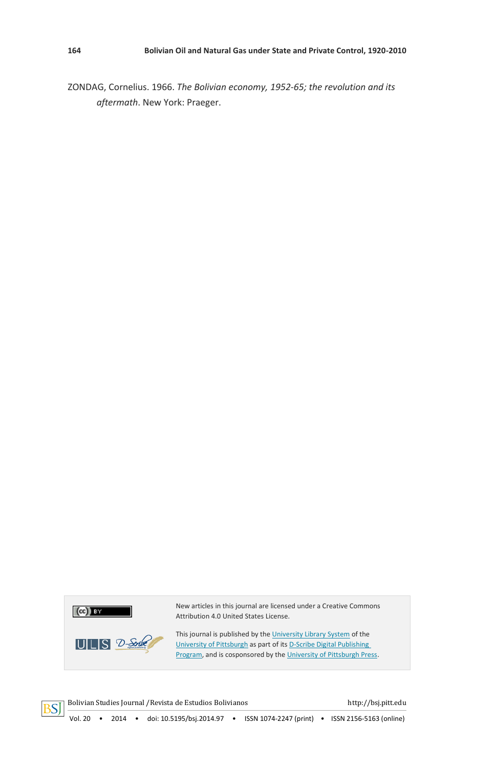ZONDAG, Cornelius. 1966. *The Bolivian economy, 1952-65; the revolution and its aftermath*. New York: Praeger.

New articles in this journal are licensed under a Creative Commons Attribution 4.0 United States License.

This journal is published by the University Library System of the University of Pittsburgh as part of its D-Scribe Digital Publishing Program, and is cosponsored by the University of Pittsburgh Press.